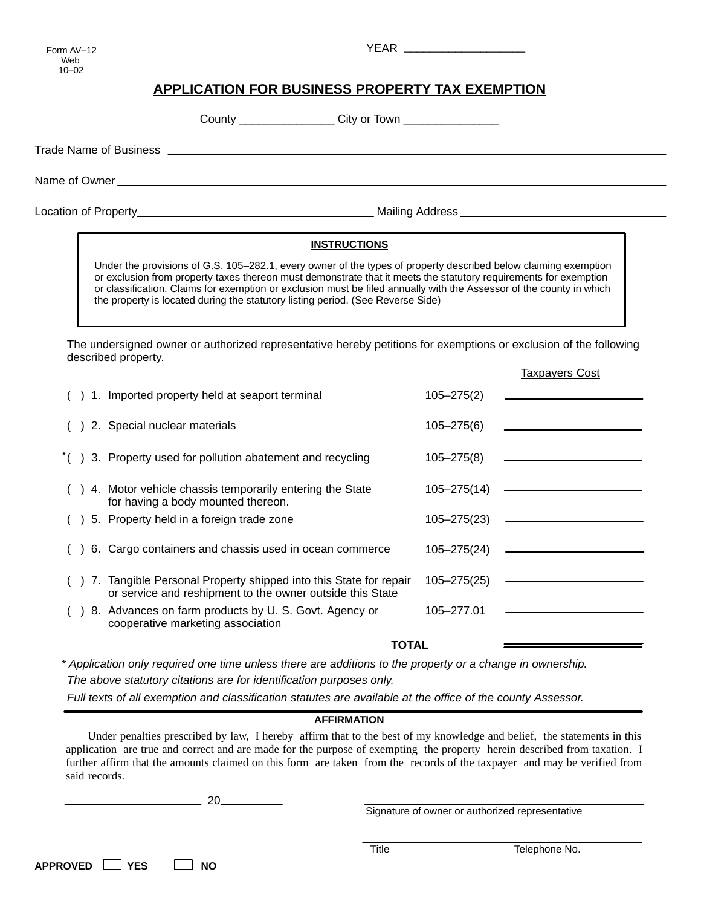Form AV–12
Web
10–02

YEAR ____________________

# APPLICATION FOR BUSINESS PROPERTY TAX EXEMPTION

County _______________ City or Town _______________

Trade Name of Business ________________________________________________

Name of Owner ________________________________________________

Location of Property ______________________________ Mailing Address ______________________________

**INSTRUCTIONS**

Under the provisions of G.S. 105–282.1, every owner of the types of property described below claiming exemption or exclusion from property taxes thereon must demonstrate that it meets the statutory requirements for exemption or classification. Claims for exemption or exclusion must be filed annually with the Assessor of the county in which the property is located during the statutory listing period. (See Reverse Side)

The undersigned owner or authorized representative hereby petitions for exemptions or exclusion of the following described property.

| | | | Taxpayers Cost |
|---|---|---|---|
| ( ) | 1. Imported property held at seaport terminal | 105–275(2) | ____________ |
| ( ) | 2. Special nuclear materials | 105–275(6) | ____________ |
| *( ) | 3. Property used for pollution abatement and recycling | 105–275(8) | ____________ |
| ( ) | 4. Motor vehicle chassis temporarily entering the State for having a body mounted thereon. | 105–275(14) | ____________ |
| ( ) | 5. Property held in a foreign trade zone | 105–275(23) | ____________ |
| ( ) | 6. Cargo containers and chassis used in ocean commerce | 105–275(24) | ____________ |
| ( ) | 7. Tangible Personal Property shipped into this State for repair or service and reshipment to the owner outside this State | 105–275(25) | ____________ |
| ( ) | 8. Advances on farm products by U. S. Govt. Agency or cooperative marketing association | 105–277.01 | ____________ |
| | **TOTAL** | | ____________ |

*\* Application only required one time unless there are additions to the property or a change in ownership.*

*The above statutory citations are for identification purposes only.*

*Full texts of all exemption and classification statutes are available at the office of the county Assessor.*

**AFFIRMATION**

Under penalties prescribed by law, I hereby affirm that to the best of my knowledge and belief, the statements in this application are true and correct and are made for the purpose of exempting the property herein described from taxation. I further affirm that the amounts claimed on this form are taken from the records of the taxpayer and may be verified from said records.

______________________ 20__________

______________________________
Signature of owner or authorized representative

______________________________
Title Telephone No.

**APPROVED** ☐ **YES** ☐ **NO**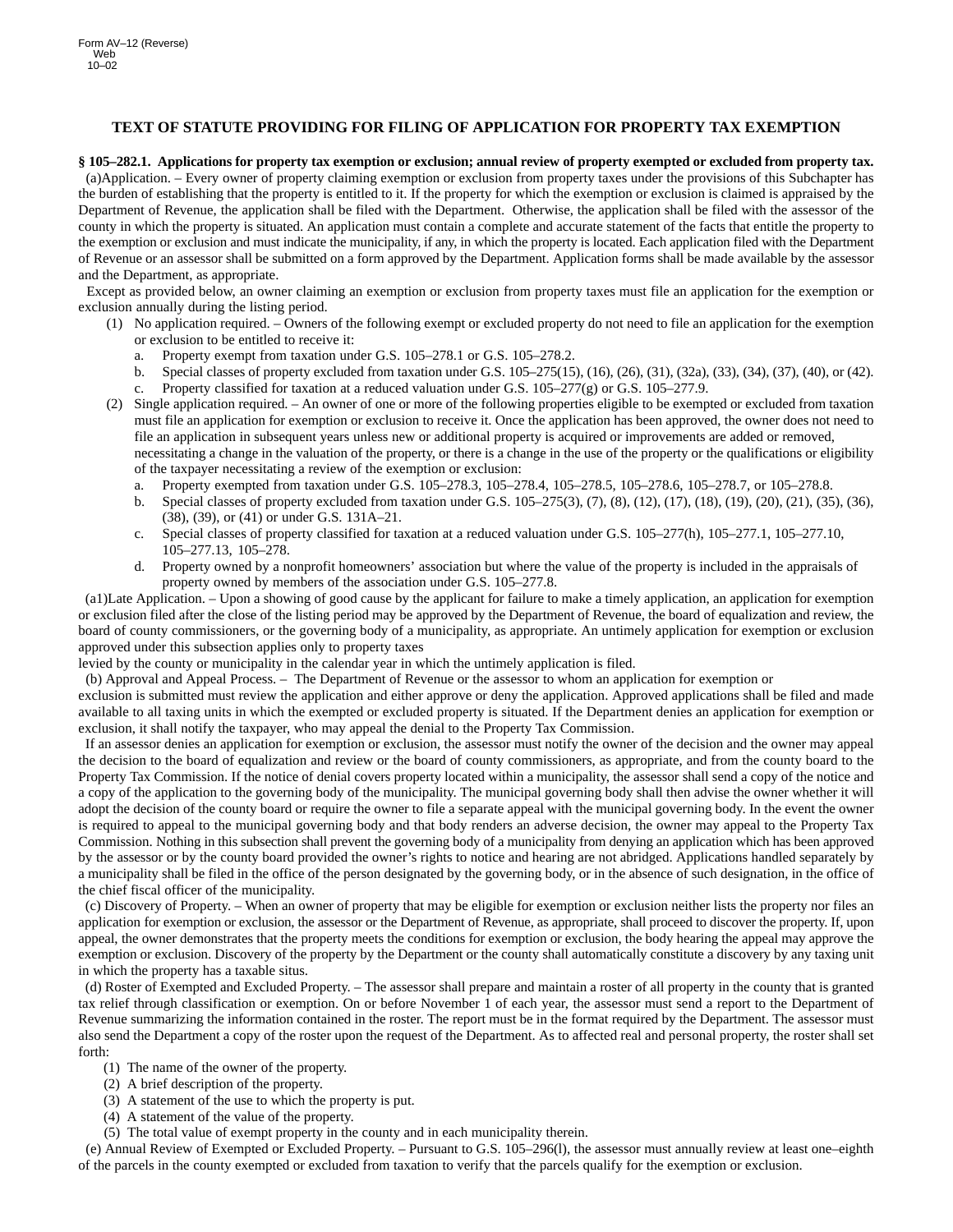Form AV–12 (Reverse)
Web
10–02

## TEXT OF STATUTE PROVIDING FOR FILING OF APPLICATION FOR PROPERTY TAX EXEMPTION

**§ 105–282.1. Applications for property tax exemption or exclusion; annual review of property exempted or excluded from property tax.**

(a)Application. – Every owner of property claiming exemption or exclusion from property taxes under the provisions of this Subchapter has the burden of establishing that the property is entitled to it. If the property for which the exemption or exclusion is claimed is appraised by the Department of Revenue, the application shall be filed with the Department. Otherwise, the application shall be filed with the assessor of the county in which the property is situated. An application must contain a complete and accurate statement of the facts that entitle the property to the exemption or exclusion and must indicate the municipality, if any, in which the property is located. Each application filed with the Department of Revenue or an assessor shall be submitted on a form approved by the Department. Application forms shall be made available by the assessor and the Department, as appropriate.

Except as provided below, an owner claiming an exemption or exclusion from property taxes must file an application for the exemption or exclusion annually during the listing period.

(1) No application required. – Owners of the following exempt or excluded property do not need to file an application for the exemption or exclusion to be entitled to receive it:
   a. Property exempt from taxation under G.S. 105–278.1 or G.S. 105–278.2.
   b. Special classes of property excluded from taxation under G.S. 105–275(15), (16), (26), (31), (32a), (33), (34), (37), (40), or (42).
   c. Property classified for taxation at a reduced valuation under G.S. 105–277(g) or G.S. 105–277.9.

(2) Single application required. – An owner of one or more of the following properties eligible to be exempted or excluded from taxation must file an application for exemption or exclusion to receive it. Once the application has been approved, the owner does not need to file an application in subsequent years unless new or additional property is acquired or improvements are added or removed, necessitating a change in the valuation of the property, or there is a change in the use of the property or the qualifications or eligibility of the taxpayer necessitating a review of the exemption or exclusion:
   a. Property exempted from taxation under G.S. 105–278.3, 105–278.4, 105–278.5, 105–278.6, 105–278.7, or 105–278.8.
   b. Special classes of property excluded from taxation under G.S. 105–275(3), (7), (8), (12), (17), (18), (19), (20), (21), (35), (36), (38), (39), or (41) or under G.S. 131A–21.
   c. Special classes of property classified for taxation at a reduced valuation under G.S. 105–277(h), 105–277.1, 105–277.10, 105–277.13, 105–278.
   d. Property owned by a nonprofit homeowners' association but where the value of the property is included in the appraisals of property owned by members of the association under G.S. 105–277.8.

(a1)Late Application. – Upon a showing of good cause by the applicant for failure to make a timely application, an application for exemption or exclusion filed after the close of the listing period may be approved by the Department of Revenue, the board of equalization and review, the board of county commissioners, or the governing body of a municipality, as appropriate. An untimely application for exemption or exclusion approved under this subsection applies only to property taxes levied by the county or municipality in the calendar year in which the untimely application is filed.

(b) Approval and Appeal Process. – The Department of Revenue or the assessor to whom an application for exemption or exclusion is submitted must review the application and either approve or deny the application. Approved applications shall be filed and made available to all taxing units in which the exempted or excluded property is situated. If the Department denies an application for exemption or exclusion, it shall notify the taxpayer, who may appeal the denial to the Property Tax Commission.

If an assessor denies an application for exemption or exclusion, the assessor must notify the owner of the decision and the owner may appeal the decision to the board of equalization and review or the board of county commissioners, as appropriate, and from the county board to the Property Tax Commission. If the notice of denial covers property located within a municipality, the assessor shall send a copy of the notice and a copy of the application to the governing body of the municipality. The municipal governing body shall then advise the owner whether it will adopt the decision of the county board or require the owner to file a separate appeal with the municipal governing body. In the event the owner is required to appeal to the municipal governing body and that body renders an adverse decision, the owner may appeal to the Property Tax Commission. Nothing in this subsection shall prevent the governing body of a municipality from denying an application which has been approved by the assessor or by the county board provided the owner's rights to notice and hearing are not abridged. Applications handled separately by a municipality shall be filed in the office of the person designated by the governing body, or in the absence of such designation, in the office of the chief fiscal officer of the municipality.

(c) Discovery of Property. – When an owner of property that may be eligible for exemption or exclusion neither lists the property nor files an application for exemption or exclusion, the assessor or the Department of Revenue, as appropriate, shall proceed to discover the property. If, upon appeal, the owner demonstrates that the property meets the conditions for exemption or exclusion, the body hearing the appeal may approve the exemption or exclusion. Discovery of the property by the Department or the county shall automatically constitute a discovery by any taxing unit in which the property has a taxable situs.

(d) Roster of Exempted and Excluded Property. – The assessor shall prepare and maintain a roster of all property in the county that is granted tax relief through classification or exemption. On or before November 1 of each year, the assessor must send a report to the Department of Revenue summarizing the information contained in the roster. The report must be in the format required by the Department. The assessor must also send the Department a copy of the roster upon the request of the Department. As to affected real and personal property, the roster shall set forth:

(1) The name of the owner of the property.
(2) A brief description of the property.
(3) A statement of the use to which the property is put.
(4) A statement of the value of the property.
(5) The total value of exempt property in the county and in each municipality therein.

(e) Annual Review of Exempted or Excluded Property. – Pursuant to G.S. 105–296(l), the assessor must annually review at least one–eighth of the parcels in the county exempted or excluded from taxation to verify that the parcels qualify for the exemption or exclusion.